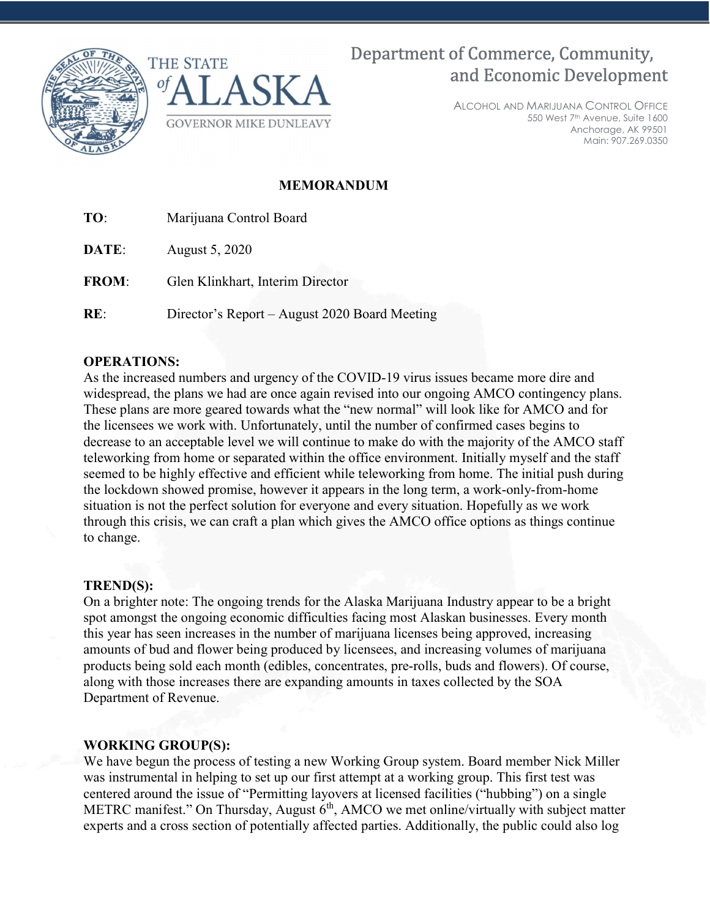THE STATE of ALASKA

GOVERNOR MIKE DUNLEAVY

Department of Commerce, Community, and Economic Development

ALCOHOL AND MARIJUANA CONTROL OFFICE
550 West 7th Avenue, Suite 1600
Anchorage, AK 99501
Main: 907.269.0350

**MEMORANDUM**

**TO**: Marijuana Control Board

**DATE**: August 5, 2020

**FROM**: Glen Klinkhart, Interim Director

**RE**: Director's Report – August 2020 Board Meeting

**OPERATIONS:**
As the increased numbers and urgency of the COVID-19 virus issues became more dire and widespread, the plans we had are once again revised into our ongoing AMCO contingency plans. These plans are more geared towards what the "new normal" will look like for AMCO and for the licensees we work with. Unfortunately, until the number of confirmed cases begins to decrease to an acceptable level we will continue to make do with the majority of the AMCO staff teleworking from home or separated within the office environment. Initially myself and the staff seemed to be highly effective and efficient while teleworking from home. The initial push during the lockdown showed promise, however it appears in the long term, a work-only-from-home situation is not the perfect solution for everyone and every situation. Hopefully as we work through this crisis, we can craft a plan which gives the AMCO office options as things continue to change.

**TREND(S):**
On a brighter note: The ongoing trends for the Alaska Marijuana Industry appear to be a bright spot amongst the ongoing economic difficulties facing most Alaskan businesses. Every month this year has seen increases in the number of marijuana licenses being approved, increasing amounts of bud and flower being produced by licensees, and increasing volumes of marijuana products being sold each month (edibles, concentrates, pre-rolls, buds and flowers). Of course, along with those increases there are expanding amounts in taxes collected by the SOA Department of Revenue.

**WORKING GROUP(S):**
We have begun the process of testing a new Working Group system. Board member Nick Miller was instrumental in helping to set up our first attempt at a working group. This first test was centered around the issue of "Permitting layovers at licensed facilities ("hubbing") on a single METRC manifest." On Thursday, August 6th, AMCO we met online/virtually with subject matter experts and a cross section of potentially affected parties. Additionally, the public could also log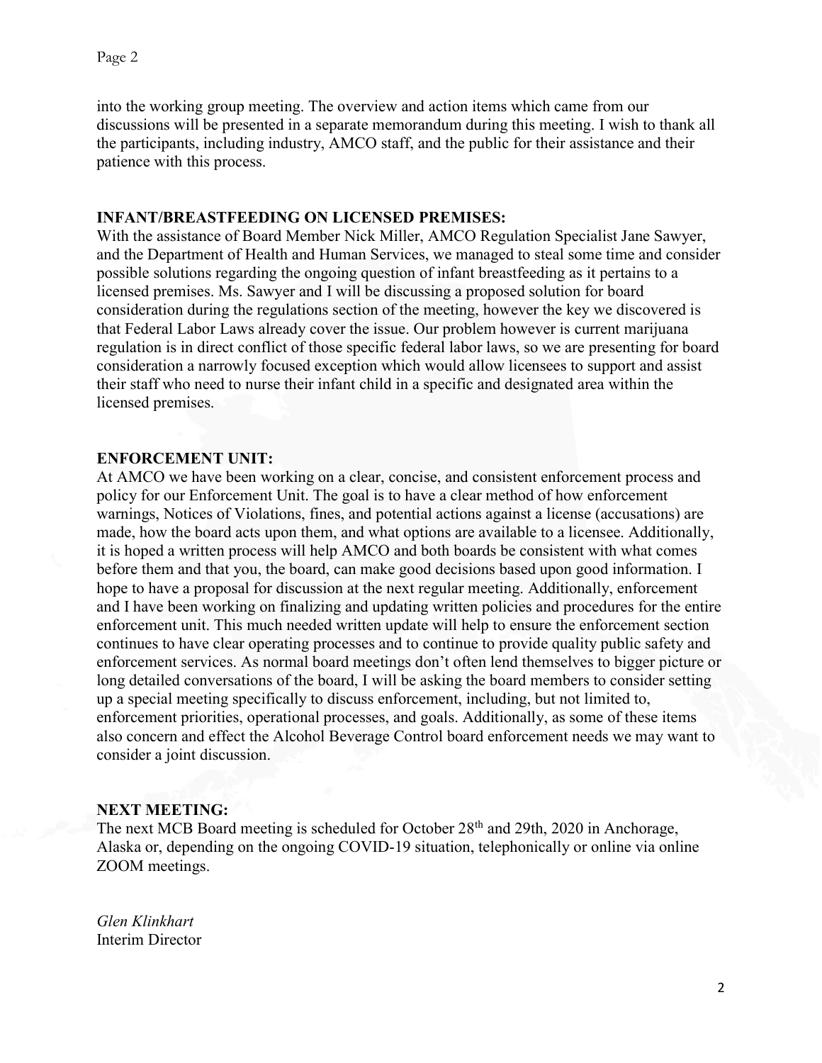into the working group meeting. The overview and action items which came from our discussions will be presented in a separate memorandum during this meeting. I wish to thank all the participants, including industry, AMCO staff, and the public for their assistance and their patience with this process.

**INFANT/BREASTFEEDING ON LICENSED PREMISES:**

With the assistance of Board Member Nick Miller, AMCO Regulation Specialist Jane Sawyer, and the Department of Health and Human Services, we managed to steal some time and consider possible solutions regarding the ongoing question of infant breastfeeding as it pertains to a licensed premises. Ms. Sawyer and I will be discussing a proposed solution for board consideration during the regulations section of the meeting, however the key we discovered is that Federal Labor Laws already cover the issue. Our problem however is current marijuana regulation is in direct conflict of those specific federal labor laws, so we are presenting for board consideration a narrowly focused exception which would allow licensees to support and assist their staff who need to nurse their infant child in a specific and designated area within the licensed premises.

**ENFORCEMENT UNIT:**

At AMCO we have been working on a clear, concise, and consistent enforcement process and policy for our Enforcement Unit. The goal is to have a clear method of how enforcement warnings, Notices of Violations, fines, and potential actions against a license (accusations) are made, how the board acts upon them, and what options are available to a licensee. Additionally, it is hoped a written process will help AMCO and both boards be consistent with what comes before them and that you, the board, can make good decisions based upon good information. I hope to have a proposal for discussion at the next regular meeting. Additionally, enforcement and I have been working on finalizing and updating written policies and procedures for the entire enforcement unit. This much needed written update will help to ensure the enforcement section continues to have clear operating processes and to continue to provide quality public safety and enforcement services. As normal board meetings don't often lend themselves to bigger picture or long detailed conversations of the board, I will be asking the board members to consider setting up a special meeting specifically to discuss enforcement, including, but not limited to, enforcement priorities, operational processes, and goals. Additionally, as some of these items also concern and effect the Alcohol Beverage Control board enforcement needs we may want to consider a joint discussion.

**NEXT MEETING:**

The next MCB Board meeting is scheduled for October 28th and 29th, 2020 in Anchorage, Alaska or, depending on the ongoing COVID-19 situation, telephonically or online via online ZOOM meetings.

*Glen Klinkhart*
Interim Director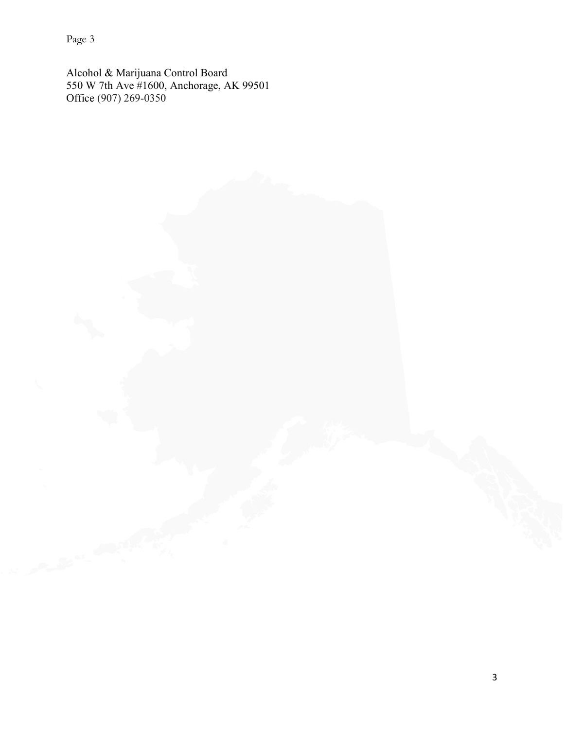Alcohol & Marijuana Control Board
550 W 7th Ave #1600, Anchorage, AK 99501
Office (907) 269-0350